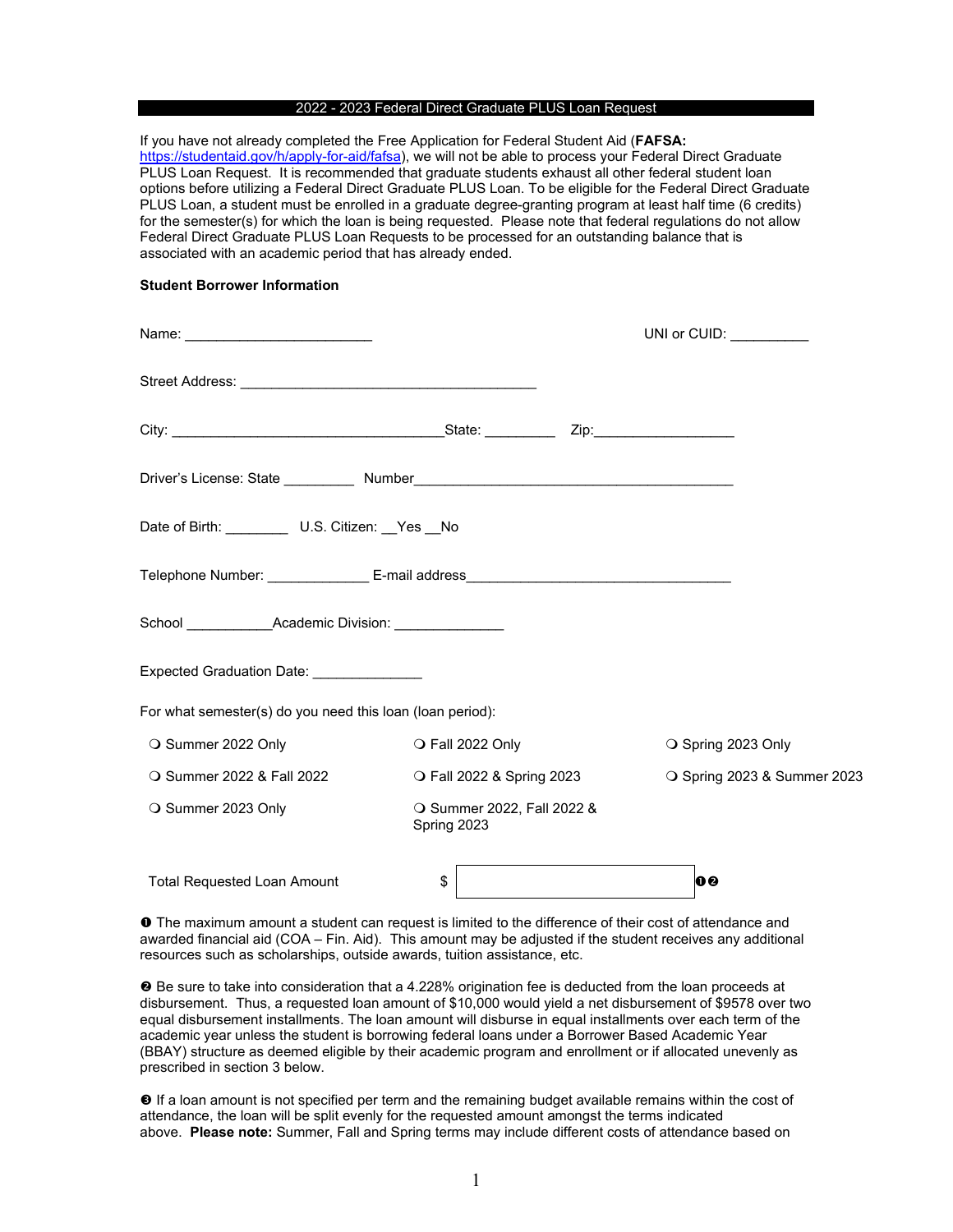# 2022 - 2023 Federal Direct Graduate PLUS Loan Request

If you have not already completed the Free Application for Federal Student Aid (**FAFSA:** https://studentaid.gov/h/apply-for-aid/fafsa), we will not be able to process your Federal Direct Graduate PLUS Loan Request. It is recommended that graduate students exhaust all other federal student loan options before utilizing a Federal Direct Graduate PLUS Loan. To be eligible for the Federal Direct Graduate PLUS Loan, a student must be enrolled in a graduate degree-granting program at least half time (6 credits) for the semester(s) for which the loan is being requested. Please note that federal regulations do not allow Federal Direct Graduate PLUS Loan Requests to be processed for an outstanding balance that is associated with an academic period that has already ended.

**Student Borrower Information**

Name: ________________________ UNI or CUID: __________

Street Address: ______________________________________

City: ___________________________________State: _________ Zip:__________________

Driver's License: State _________ Number_________________________________________

Date of Birth: ________ U.S. Citizen: __Yes __No

Telephone Number: _____________ E-mail address___________________________________

School ___________Academic Division: ______________

Expected Graduation Date: ______________

For what semester(s) do you need this loan (loan period):

❍ Summer 2022 Only ❍ Fall 2022 Only ❍ Spring 2023 Only

❍ Summer 2022 & Fall 2022 ❍ Fall 2022 & Spring 2023 ❍ Spring 2023 & Summer 2023

❍ Summer 2023 Only ❍ Summer 2022, Fall 2022 & Spring 2023

Total Requested Loan Amount $ [ ] ❶❷

❶ The maximum amount a student can request is limited to the difference of their cost of attendance and awarded financial aid (COA – Fin. Aid). This amount may be adjusted if the student receives any additional resources such as scholarships, outside awards, tuition assistance, etc.

❷ Be sure to take into consideration that a 4.228% origination fee is deducted from the loan proceeds at disbursement. Thus, a requested loan amount of $10,000 would yield a net disbursement of $9578 over two equal disbursement installments. The loan amount will disburse in equal installments over each term of the academic year unless the student is borrowing federal loans under a Borrower Based Academic Year (BBAY) structure as deemed eligible by their academic program and enrollment or if allocated unevenly as prescribed in section 3 below.

❸ If a loan amount is not specified per term and the remaining budget available remains within the cost of attendance, the loan will be split evenly for the requested amount amongst the terms indicated above. **Please note:** Summer, Fall and Spring terms may include different costs of attendance based on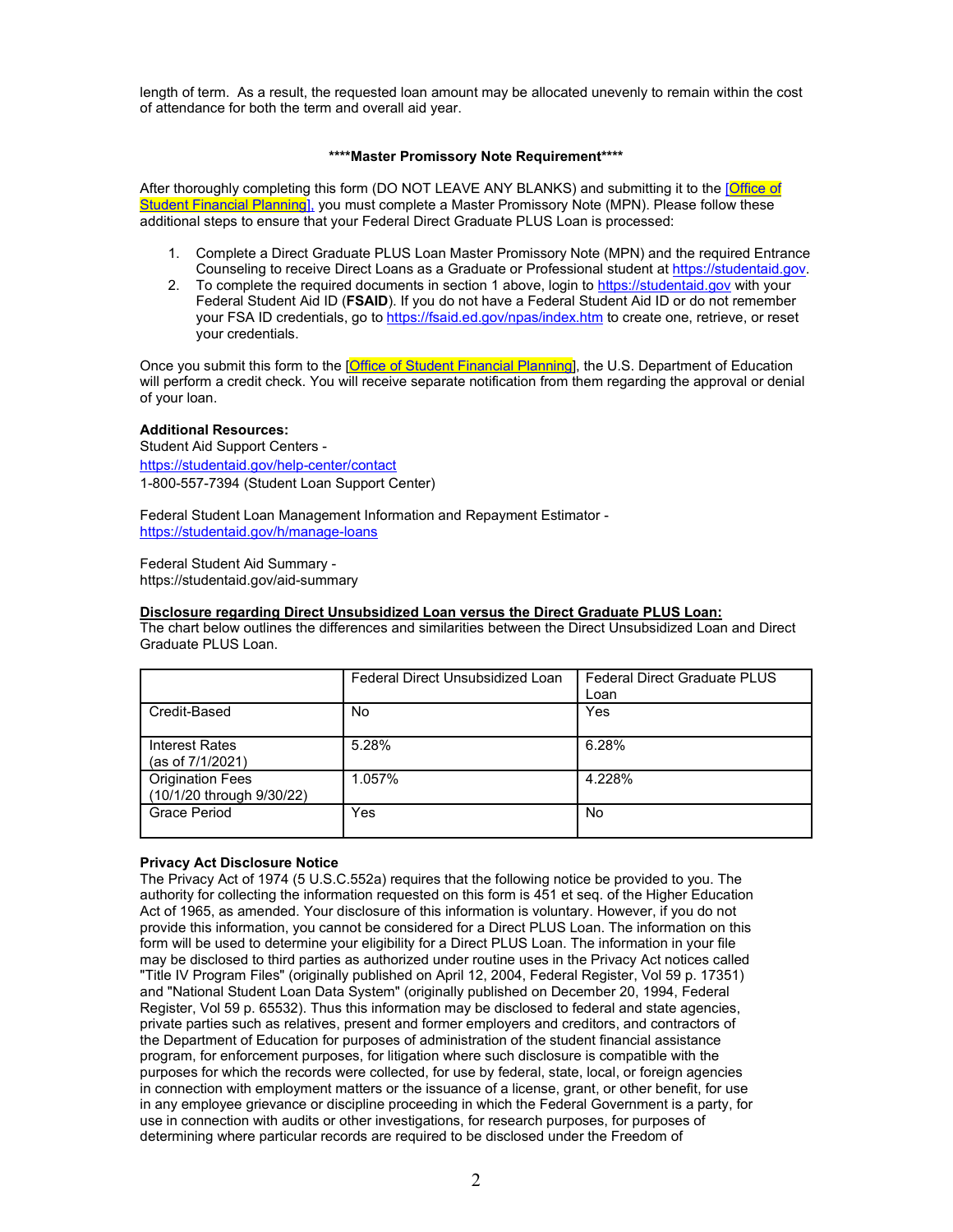length of term. As a result, the requested loan amount may be allocated unevenly to remain within the cost of attendance for both the term and overall aid year.

**\*\*\*\*Master Promissory Note Requirement\*\*\*\***

After thoroughly completing this form (DO NOT LEAVE ANY BLANKS) and submitting it to the [Office of Student Financial Planning], you must complete a Master Promissory Note (MPN). Please follow these additional steps to ensure that your Federal Direct Graduate PLUS Loan is processed:

1. Complete a Direct Graduate PLUS Loan Master Promissory Note (MPN) and the required Entrance Counseling to receive Direct Loans as a Graduate or Professional student at https://studentaid.gov.
2. To complete the required documents in section 1 above, login to https://studentaid.gov with your Federal Student Aid ID (**FSAID**). If you do not have a Federal Student Aid ID or do not remember your FSA ID credentials, go to https://fsaid.ed.gov/npas/index.htm to create one, retrieve, or reset your credentials.

Once you submit this form to the [Office of Student Financial Planning], the U.S. Department of Education will perform a credit check. You will receive separate notification from them regarding the approval or denial of your loan.

**Additional Resources:**
Student Aid Support Centers -
https://studentaid.gov/help-center/contact
1-800-557-7394 (Student Loan Support Center)

Federal Student Loan Management Information and Repayment Estimator -
https://studentaid.gov/h/manage-loans

Federal Student Aid Summary -
https://studentaid.gov/aid-summary

**Disclosure regarding Direct Unsubsidized Loan versus the Direct Graduate PLUS Loan:**
The chart below outlines the differences and similarities between the Direct Unsubsidized Loan and Direct Graduate PLUS Loan.

| | Federal Direct Unsubsidized Loan | Federal Direct Graduate PLUS Loan |
|---|---|---|
| Credit-Based | No | Yes |
| Interest Rates (as of 7/1/2021) | 5.28% | 6.28% |
| Origination Fees (10/1/20 through 9/30/22) | 1.057% | 4.228% |
| Grace Period | Yes | No |

**Privacy Act Disclosure Notice**
The Privacy Act of 1974 (5 U.S.C.552a) requires that the following notice be provided to you. The authority for collecting the information requested on this form is 451 et seq. of the Higher Education Act of 1965, as amended. Your disclosure of this information is voluntary. However, if you do not provide this information, you cannot be considered for a Direct PLUS Loan. The information on this form will be used to determine your eligibility for a Direct PLUS Loan. The information in your file may be disclosed to third parties as authorized under routine uses in the Privacy Act notices called "Title IV Program Files" (originally published on April 12, 2004, Federal Register, Vol 59 p. 17351) and "National Student Loan Data System" (originally published on December 20, 1994, Federal Register, Vol 59 p. 65532). Thus this information may be disclosed to federal and state agencies, private parties such as relatives, present and former employers and creditors, and contractors of the Department of Education for purposes of administration of the student financial assistance program, for enforcement purposes, for litigation where such disclosure is compatible with the purposes for which the records were collected, for use by federal, state, local, or foreign agencies in connection with employment matters or the issuance of a license, grant, or other benefit, for use in any employee grievance or discipline proceeding in which the Federal Government is a party, for use in connection with audits or other investigations, for research purposes, for purposes of determining where particular records are required to be disclosed under the Freedom of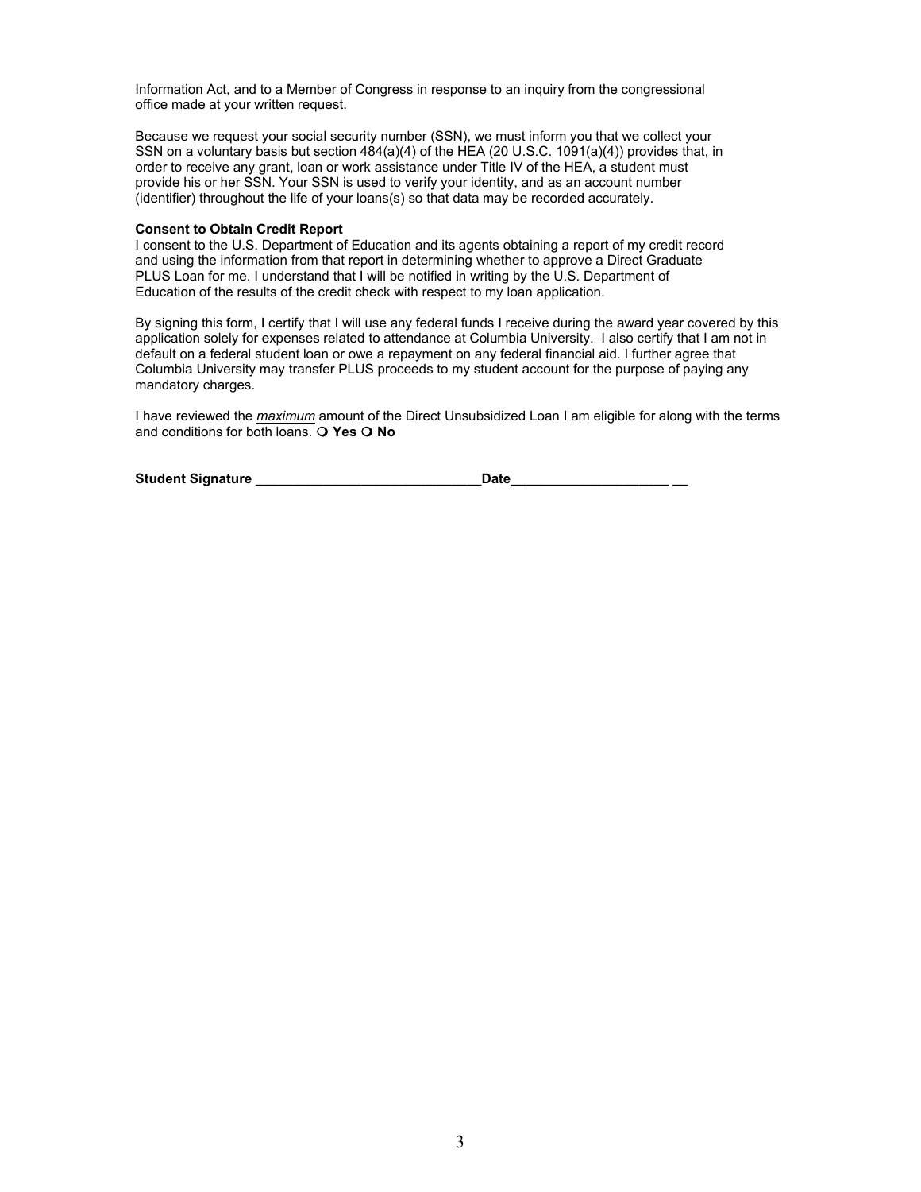Information Act, and to a Member of Congress in response to an inquiry from the congressional office made at your written request.

Because we request your social security number (SSN), we must inform you that we collect your SSN on a voluntary basis but section 484(a)(4) of the HEA (20 U.S.C. 1091(a)(4)) provides that, in order to receive any grant, loan or work assistance under Title IV of the HEA, a student must provide his or her SSN. Your SSN is used to verify your identity, and as an account number (identifier) throughout the life of your loans(s) so that data may be recorded accurately.

**Consent to Obtain Credit Report**

I consent to the U.S. Department of Education and its agents obtaining a report of my credit record and using the information from that report in determining whether to approve a Direct Graduate PLUS Loan for me. I understand that I will be notified in writing by the U.S. Department of Education of the results of the credit check with respect to my loan application.

By signing this form, I certify that I will use any federal funds I receive during the award year covered by this application solely for expenses related to attendance at Columbia University. I also certify that I am not in default on a federal student loan or owe a repayment on any federal financial aid. I further agree that Columbia University may transfer PLUS proceeds to my student account for the purpose of paying any mandatory charges.

I have reviewed the ***maximum*** amount of the Direct Unsubsidized Loan I am eligible for along with the terms and conditions for both loans. ❍ **Yes** ❍ **No**

**Student Signature \_\_\_\_\_\_\_\_\_\_\_\_\_\_\_\_\_\_\_\_\_\_\_\_\_\_\_\_\_Date\_\_\_\_\_\_\_\_\_\_\_\_\_\_\_\_\_\_\_\_ \_\_**